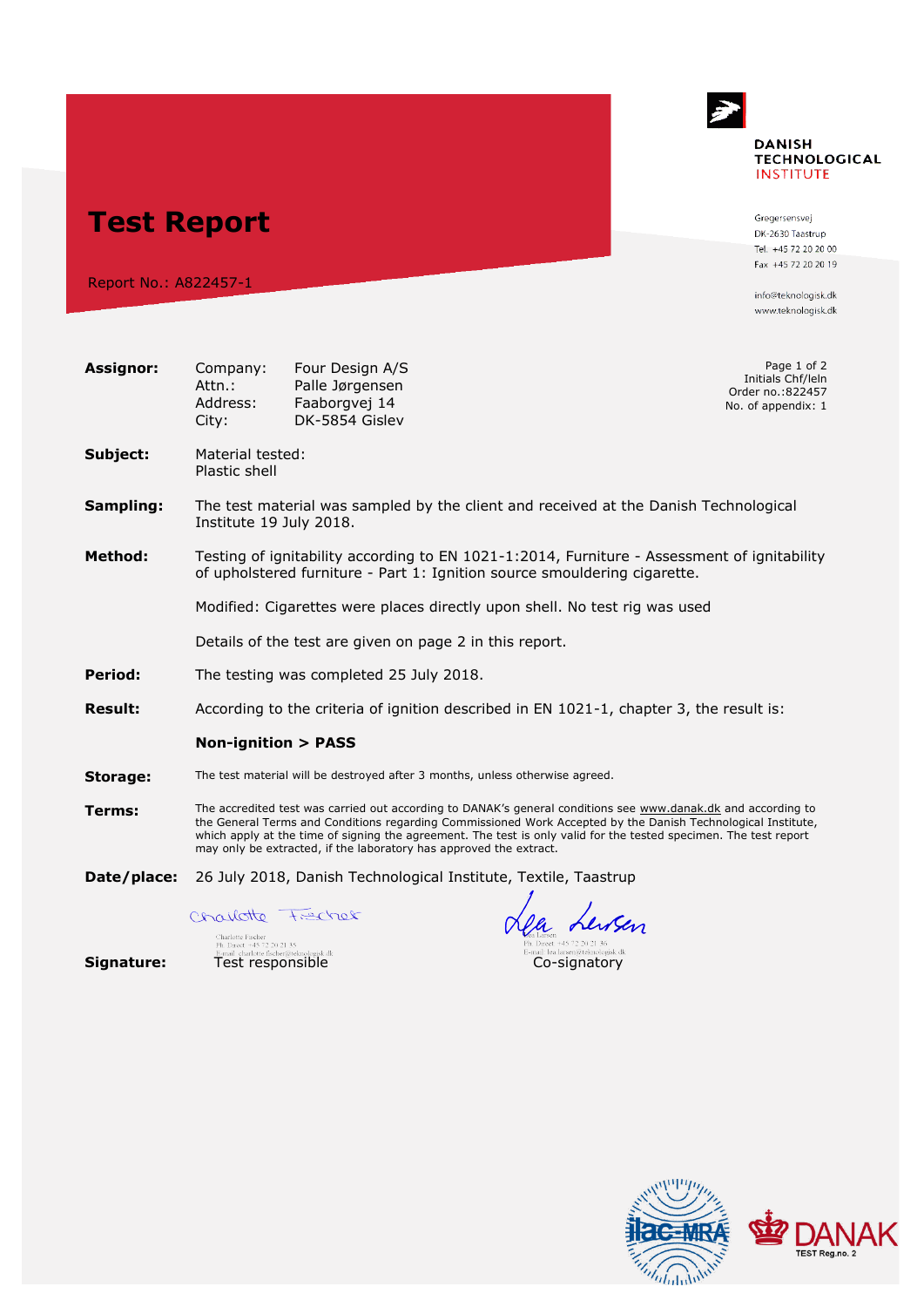# Test Report

Report No.: A822457-1

**DANISH TECHNOLOGICAL INSTITUTE**

Gregersensvej
DK-2630 Taastrup
Tel. +45 72 20 20 00
Fax +45 72 20 20 19

info@teknologisk.dk
www.teknologisk.dk

Initials Chf/leln
Order no.:822457
No. of appendix: 1

**Assignor:**

| | |
|---|---|
| Company: | Four Design A/S |
| Attn.: | Palle Jørgensen |
| Address: | Faaborgvej 14 |
| City: | DK-5854 Gislev |

**Subject:** Material tested:
Plastic shell

**Sampling:** The test material was sampled by the client and received at the Danish Technological Institute 19 July 2018.

**Method:** Testing of ignitability according to EN 1021-1:2014, Furniture - Assessment of ignitability of upholstered furniture - Part 1: Ignition source smouldering cigarette.

Modified: Cigarettes were places directly upon shell. No test rig was used

Details of the test are given on page 2 in this report.

**Period:** The testing was completed 25 July 2018.

**Result:** According to the criteria of ignition described in EN 1021-1, chapter 3, the result is:

**Non-ignition > PASS**

**Storage:** The test material will be destroyed after 3 months, unless otherwise agreed.

**Terms:** The accredited test was carried out according to DANAK's general conditions see www.danak.dk and according to the General Terms and Conditions regarding Commissioned Work Accepted by the Danish Technological Institute, which apply at the time of signing the agreement. The test is only valid for the tested specimen. The test report may only be extracted, if the laboratory has approved the extract.

**Date/place:** 26 July 2018, Danish Technological Institute, Textile, Taastrup

**Signature:**

Charlotte Fischer
Ph. Direct: +45 72 20 21 35
E-mail: charlotte.fischer@teknologisk.dk
Test responsible

Lea Larsen
Ph. Direct: +45 72 20 21 36
E-mail: lea.larsen@teknologisk.dk
Co-signatory

ilac-MRA DANAK TEST Reg.no. 2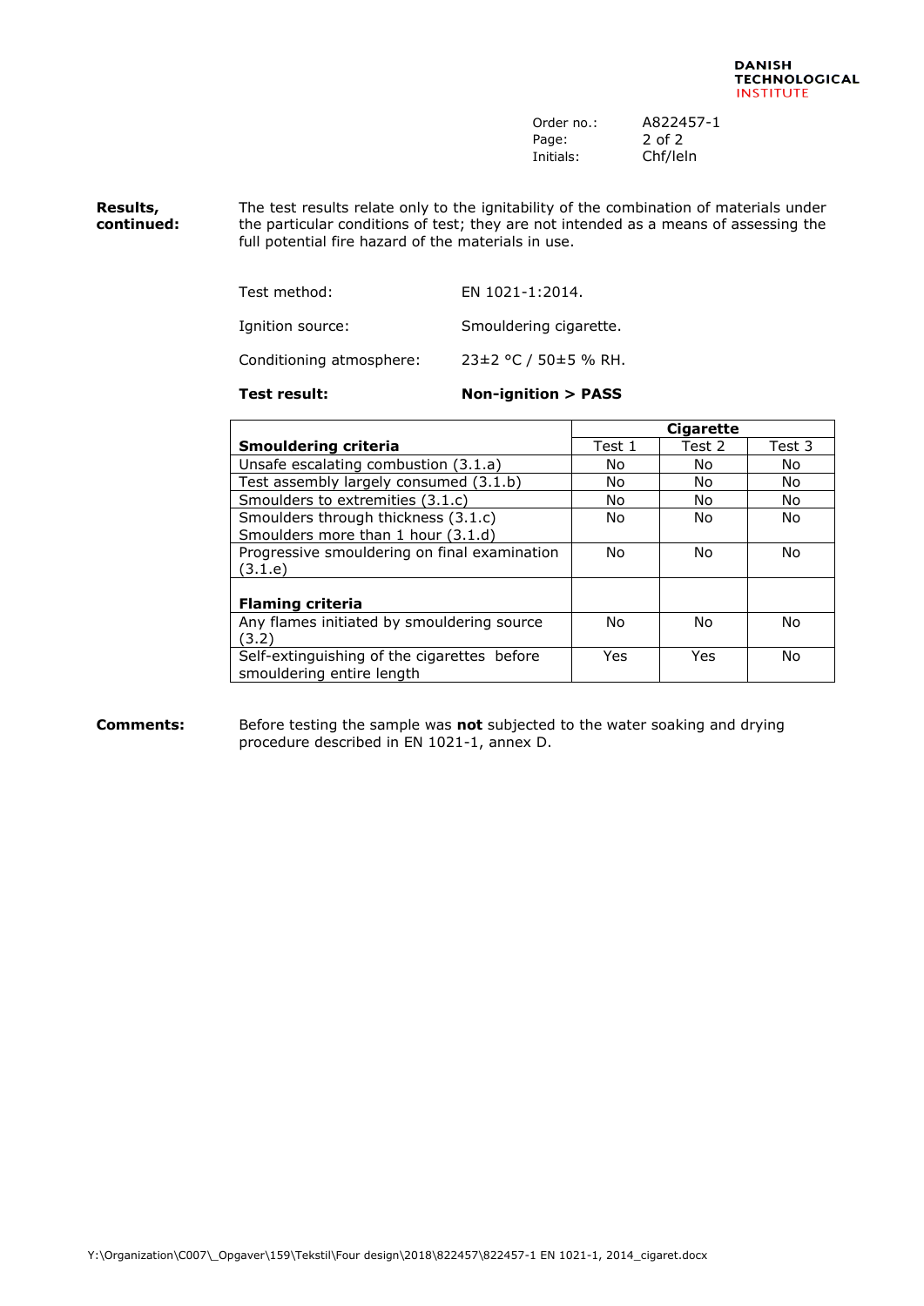**Results, continued:**

The test results relate only to the ignitability of the combination of materials under the particular conditions of test; they are not intended as a means of assessing the full potential fire hazard of the materials in use.

Test method: EN 1021-1:2014.

Ignition source: Smouldering cigarette.

Conditioning atmosphere: 23±2 °C / 50±5 % RH.

**Test result:** **Non-ignition > PASS**

| | **Cigarette** | | |
|---|---|---|---|
| **Smouldering criteria** | Test 1 | Test 2 | Test 3 |
| Unsafe escalating combustion (3.1.a) | No | No | No |
| Test assembly largely consumed (3.1.b) | No | No | No |
| Smoulders to extremities (3.1.c) | No | No | No |
| Smoulders through thickness (3.1.c) Smoulders more than 1 hour (3.1.d) | No | No | No |
| Progressive smouldering on final examination (3.1.e) | No | No | No |
| **Flaming criteria** | | | |
| Any flames initiated by smouldering source (3.2) | No | No | No |
| Self-extinguishing of the cigarettes before smouldering entire length | Yes | Yes | No |

**Comments:**

Before testing the sample was **not** subjected to the water soaking and drying procedure described in EN 1021-1, annex D.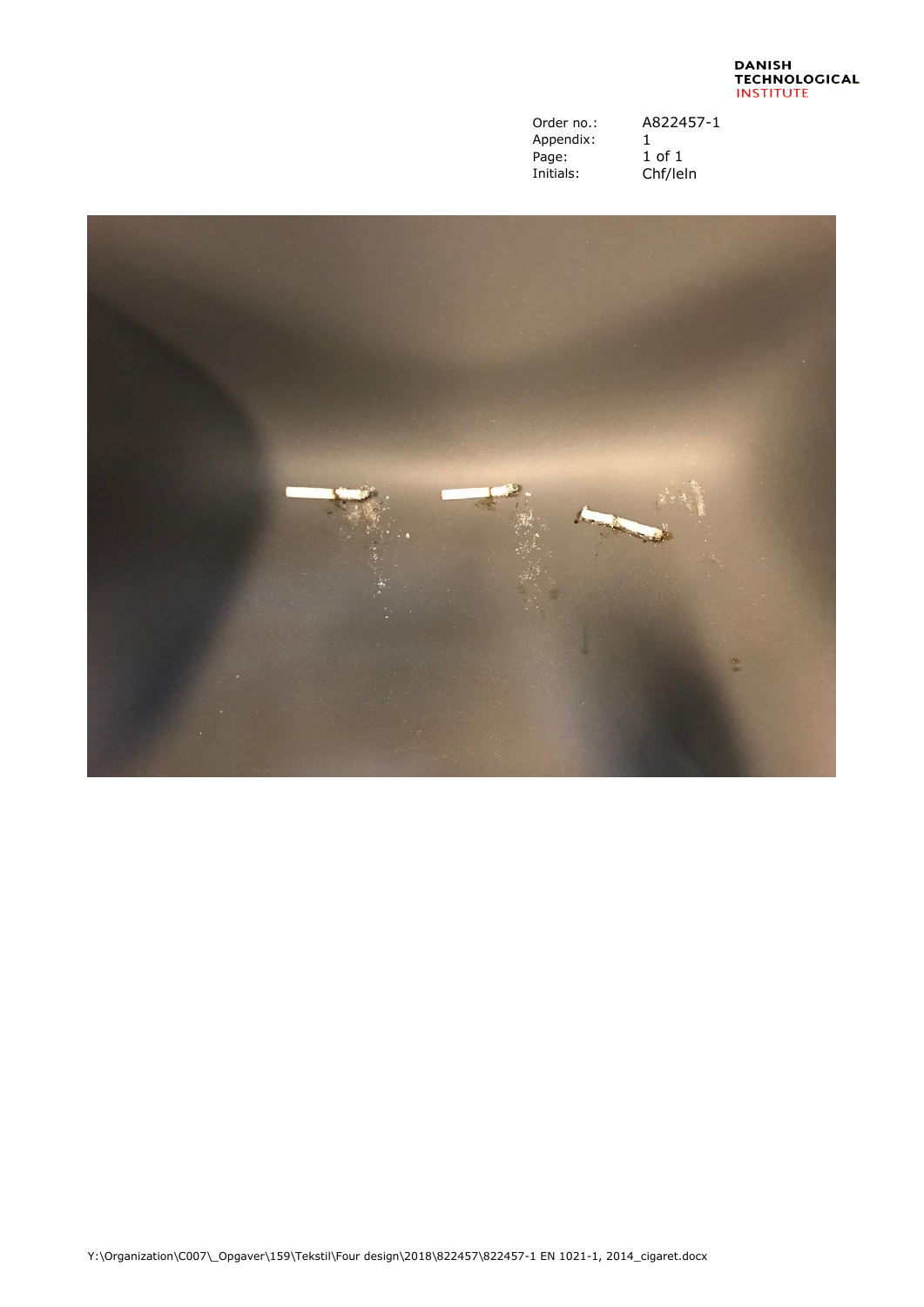Order no.: A822457-1
Appendix: 1
Initials: Chf/leln